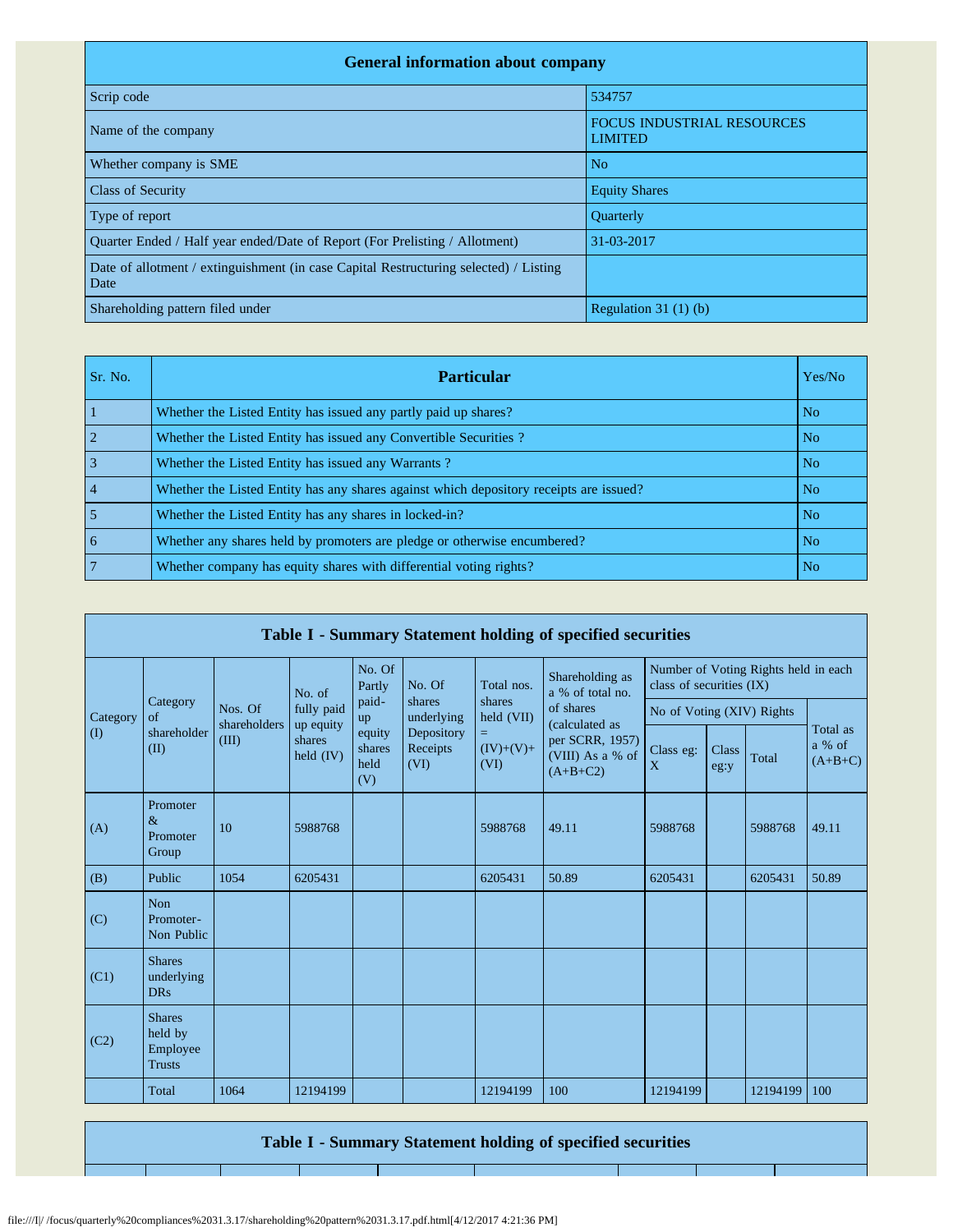| General information about company | |
|---|---|
| Scrip code | 534757 |
| Name of the company | FOCUS INDUSTRIAL RESOURCES LIMITED |
| Whether company is SME | No |
| Class of Security | Equity Shares |
| Type of report | Quarterly |
| Quarter Ended / Half year ended/Date of Report (For Prelisting / Allotment) | 31-03-2017 |
| Date of allotment / extinguishment (in case Capital Restructuring selected) / Listing Date | |
| Shareholding pattern filed under | Regulation 31 (1) (b) |

| Sr. No. | Particular | Yes/No |
|---|---|---|
| 1 | Whether the Listed Entity has issued any partly paid up shares? | No |
| 2 | Whether the Listed Entity has issued any Convertible Securities ? | No |
| 3 | Whether the Listed Entity has issued any Warrants ? | No |
| 4 | Whether the Listed Entity has any shares against which depository receipts are issued? | No |
| 5 | Whether the Listed Entity has any shares in locked-in? | No |
| 6 | Whether any shares held by promoters are pledge or otherwise encumbered? | No |
| 7 | Whether company has equity shares with differential voting rights? | No |

**Table I - Summary Statement holding of specified securities**

| Category (I) | Category of shareholder (II) | Nos. Of shareholders (III) | No. of fully paid up equity shares held (IV) | No. Of Partly paid-up equity shares held (V) | No. Of shares underlying Depository Receipts (VI) | Total nos. shares held (VII) = (IV)+(V)+ (VI) | Shareholding as a % of total no. of shares (calculated as per SCRR, 1957) (VIII) As a % of (A+B+C2) | Number of Voting Rights held in each class of securities (IX) | | | |
|---|---|---|---|---|---|---|---|---|---|---|---|
| | | | | | | | | No of Voting (XIV) Rights | | | Total as a % of (A+B+C) |
| | | | | | | | | Class eg: X | Class eg:y | Total | |
| (A) | Promoter & Promoter Group | 10 | 5988768 | | | 5988768 | 49.11 | 5988768 | | 5988768 | 49.11 |
| (B) | Public | 1054 | 6205431 | | | 6205431 | 50.89 | 6205431 | | 6205431 | 50.89 |
| (C) | Non Promoter- Non Public | | | | | | | | | | |
| (C1) | Shares underlying DRs | | | | | | | | | | |
| (C2) | Shares held by Employee Trusts | | | | | | | | | | |
| | Total | 1064 | 12194199 | | | 12194199 | 100 | 12194199 | | 12194199 | 100 |

**Table I - Summary Statement holding of specified securities**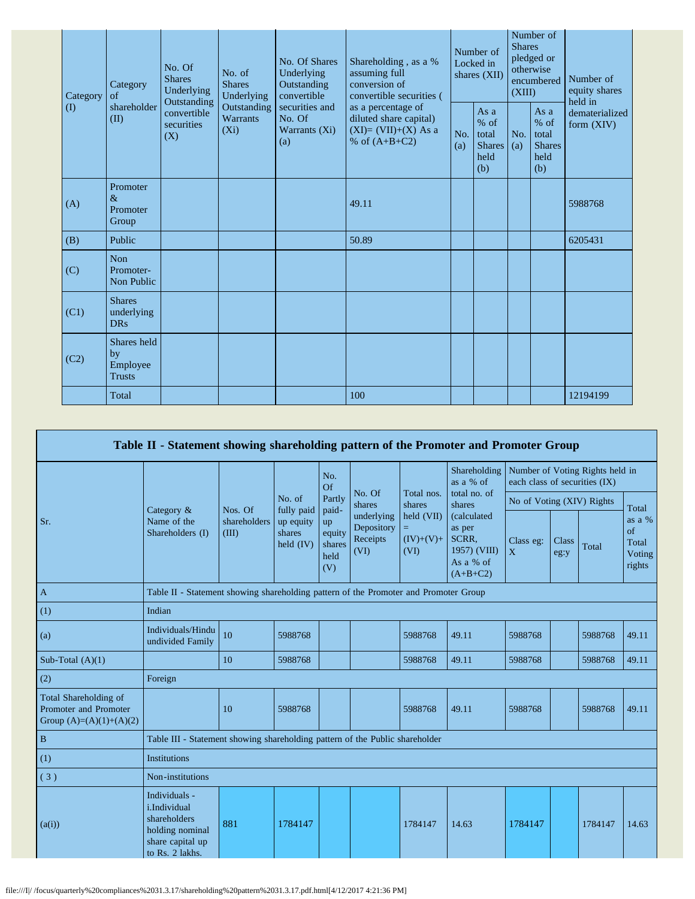| Category (I) | Category of shareholder (II) | No. Of Shares Underlying Outstanding convertible securities (X) | No. of Shares Underlying Outstanding Warrants (Xi) | No. Of Shares Underlying Outstanding convertible securities and No. Of Warrants (Xi) (a) | Shareholding , as a % assuming full conversion of convertible securities ( as a percentage of diluted share capital) (XI)= (VII)+(X) As a % of (A+B+C2) | Number of Locked in shares (XII) | | Number of Shares pledged or otherwise encumbered (XIII) | | Number of equity shares held in dematerialized form (XIV) |
|---|---|---|---|---|---|---|---|---|---|---|
| | | | | | | No. (a) | As a % of total Shares held (b) | No. (a) | As a % of total Shares held (b) | |
| (A) | Promoter & Promoter Group | | | | 49.11 | | | | | 5988768 |
| (B) | Public | | | | 50.89 | | | | | 6205431 |
| (C) | Non Promoter- Non Public | | | | | | | | | |
| (C1) | Shares underlying DRs | | | | | | | | | |
| (C2) | Shares held by Employee Trusts | | | | | | | | | |
| | Total | | | | 100 | | | | | 12194199 |

## Table II - Statement showing shareholding pattern of the Promoter and Promoter Group

| Sr. | Category & Name of the Shareholders (I) | Nos. Of shareholders (III) | No. of fully paid up equity shares held (IV) | No. Of Partly paid-up equity shares held (V) | No. Of shares underlying Depository Receipts (VI) | Total nos. shares held (VII) = (IV)+(V)+ (VI) | Shareholding as a % of total no. of shares (calculated as per SCRR, 1957) (VIII) As a % of (A+B+C2) | Number of Voting Rights held in each class of securities (IX) | | | |
|---|---|---|---|---|---|---|---|---|---|---|---|
| | | | | | | | | No of Voting (XIV) Rights | | | Total as a % of Total Voting rights |
| | | | | | | | | Class eg: X | Class eg:y | Total | |
| A | Table II - Statement showing shareholding pattern of the Promoter and Promoter Group | | | | | | | | | | |
| (1) | Indian | | | | | | | | | | |
| (a) | Individuals/Hindu undivided Family | 10 | 5988768 | | | 5988768 | 49.11 | 5988768 | | 5988768 | 49.11 |
| Sub-Total (A)(1) | | 10 | 5988768 | | | 5988768 | 49.11 | 5988768 | | 5988768 | 49.11 |
| (2) | Foreign | | | | | | | | | | |
| Total Shareholding of Promoter and Promoter Group (A)=(A)(1)+(A)(2) | | 10 | 5988768 | | | 5988768 | 49.11 | 5988768 | | 5988768 | 49.11 |
| B | Table III - Statement showing shareholding pattern of the Public shareholder | | | | | | | | | | |
| (1) | Institutions | | | | | | | | | | |
| ( 3 ) | Non-institutions | | | | | | | | | | |
| (a(i)) | Individuals - i.Individual shareholders holding nominal share capital up to Rs. 2 lakhs. | 881 | 1784147 | | | 1784147 | 14.63 | 1784147 | | 1784147 | 14.63 |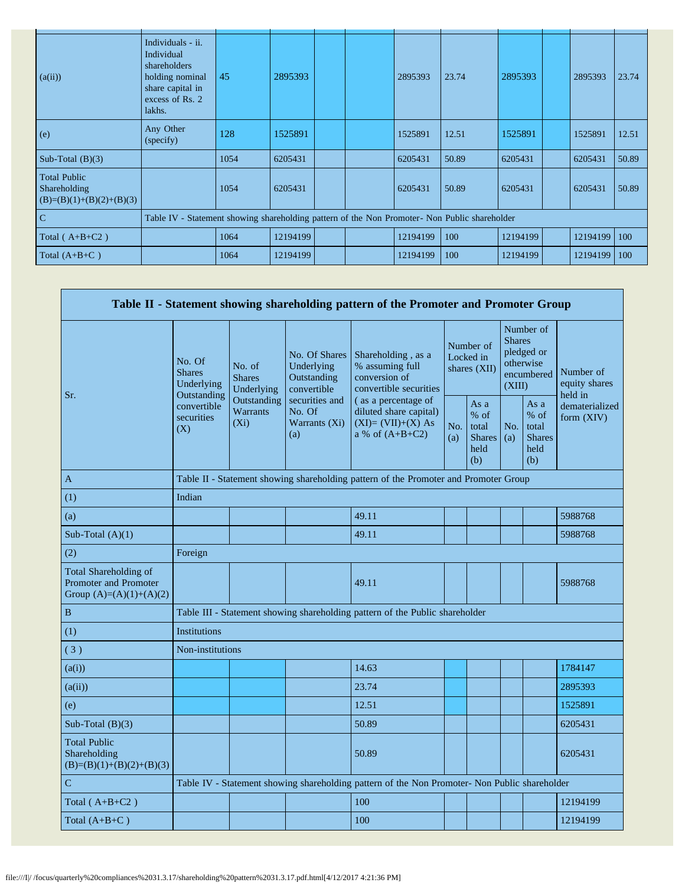| | | | | | | | | | | | |
|---|---|---|---|---|---|---|---|---|---|---|---|
| (a(ii)) | Individuals - ii. Individual shareholders holding nominal share capital in excess of Rs. 2 lakhs. | 45 | 2895393 | | | 2895393 | 23.74 | 2895393 | | 2895393 | 23.74 |
| (e) | Any Other (specify) | 128 | 1525891 | | | 1525891 | 12.51 | 1525891 | | 1525891 | 12.51 |
| Sub-Total (B)(3) | | 1054 | 6205431 | | | 6205431 | 50.89 | 6205431 | | 6205431 | 50.89 |
| Total Public Shareholding (B)=(B)(1)+(B)(2)+(B)(3) | | 1054 | 6205431 | | | 6205431 | 50.89 | 6205431 | | 6205431 | 50.89 |
| C | Table IV - Statement showing shareholding pattern of the Non Promoter- Non Public shareholder | | | | | | | | | | |
| Total ( A+B+C2 ) | | 1064 | 12194199 | | | 12194199 | 100 | 12194199 | | 12194199 | 100 |
| Total (A+B+C ) | | 1064 | 12194199 | | | 12194199 | 100 | 12194199 | | 12194199 | 100 |

## Table II - Statement showing shareholding pattern of the Promoter and Promoter Group

| Sr. | No. Of Shares Underlying Outstanding convertible securities (X) | No. of Shares Underlying Outstanding Warrants (Xi) | No. Of Shares Underlying Outstanding convertible securities and No. Of Warrants (Xi) (a) | Shareholding , as a % assuming full conversion of convertible securities ( as a percentage of diluted share capital) (XI)= (VII)+(X) As a % of (A+B+C2) | Number of Locked in shares (XII) | | Number of Shares pledged or otherwise encumbered (XIII) | | Number of equity shares held in dematerialized form (XIV) |
|---|---|---|---|---|---|---|---|---|---|
| | | | | | No. (a) | As a % of total Shares held (b) | No. (a) | As a % of total Shares held (b) | |
| A | Table II - Statement showing shareholding pattern of the Promoter and Promoter Group | | | | | | | | |
| (1) | Indian | | | | | | | | |
| (a) | | | | 49.11 | | | | | 5988768 |
| Sub-Total (A)(1) | | | | 49.11 | | | | | 5988768 |
| (2) | Foreign | | | | | | | | |
| Total Shareholding of Promoter and Promoter Group (A)=(A)(1)+(A)(2) | | | | 49.11 | | | | | 5988768 |
| B | Table III - Statement showing shareholding pattern of the Public shareholder | | | | | | | | |
| (1) | Institutions | | | | | | | | |
| ( 3 ) | Non-institutions | | | | | | | | |
| (a(i)) | | | | 14.63 | | | | | 1784147 |
| (a(ii)) | | | | 23.74 | | | | | 2895393 |
| (e) | | | | 12.51 | | | | | 1525891 |
| Sub-Total (B)(3) | | | | 50.89 | | | | | 6205431 |
| Total Public Shareholding (B)=(B)(1)+(B)(2)+(B)(3) | | | | 50.89 | | | | | 6205431 |
| C | Table IV - Statement showing shareholding pattern of the Non Promoter- Non Public shareholder | | | | | | | | |
| Total ( A+B+C2 ) | | | | 100 | | | | | 12194199 |
| Total (A+B+C ) | | | | 100 | | | | | 12194199 |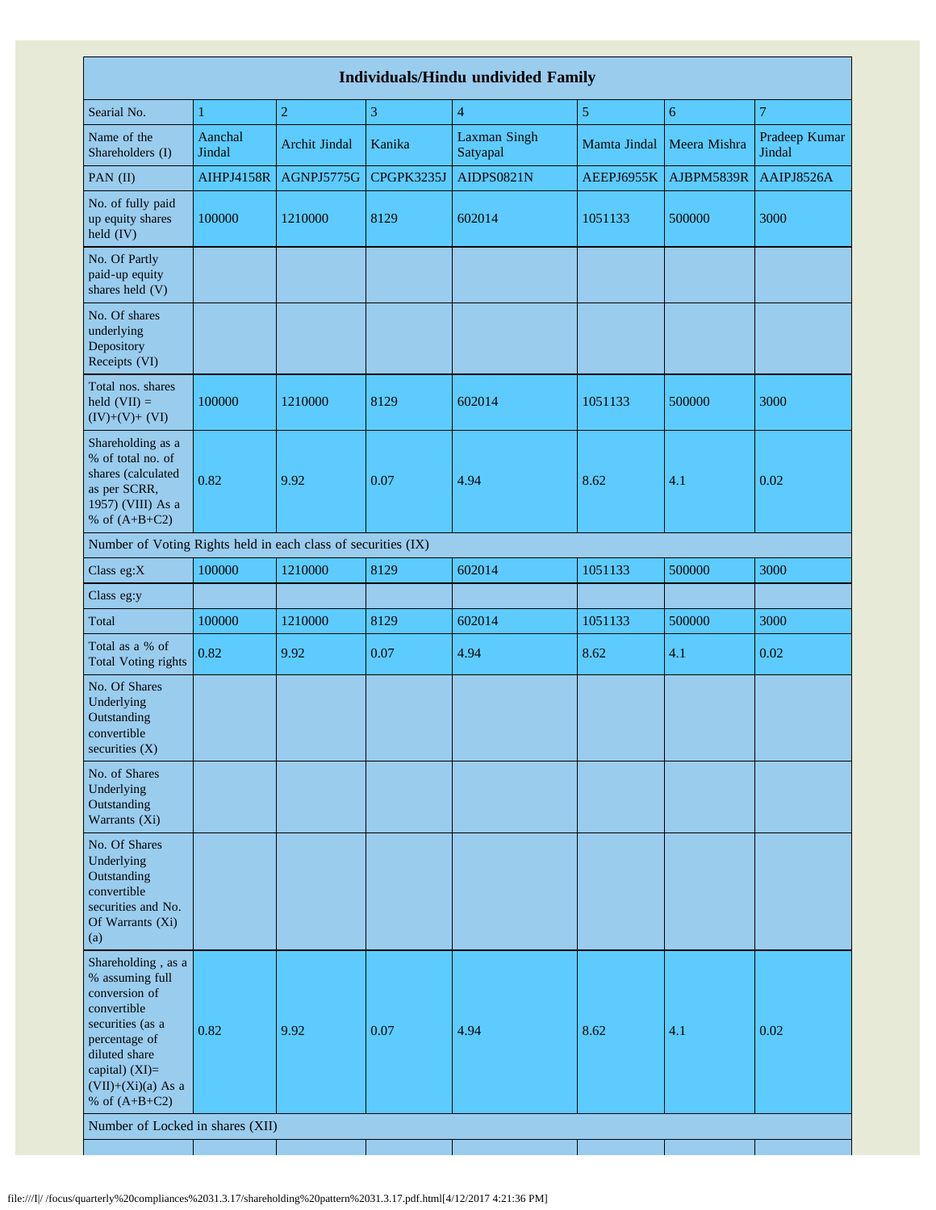| Individuals/Hindu undivided Family | | | | | | | |
|---|---|---|---|---|---|---|---|
| Searial No. | 1 | 2 | 3 | 4 | 5 | 6 | 7 |
| Name of the Shareholders (I) | Aanchal Jindal | Archit Jindal | Kanika | Laxman Singh Satyapal | Mamta Jindal | Meera Mishra | Pradeep Kumar Jindal |
| PAN (II) | AIHPJ4158R | AGNPJ5775G | CPGPK3235J | AIDPS0821N | AEEPJ6955K | AJBPM5839R | AAIPJ8526A |
| No. of fully paid up equity shares held (IV) | 100000 | 1210000 | 8129 | 602014 | 1051133 | 500000 | 3000 |
| No. Of Partly paid-up equity shares held (V) | | | | | | | |
| No. Of shares underlying Depository Receipts (VI) | | | | | | | |
| Total nos. shares held (VII) = (IV)+(V)+ (VI) | 100000 | 1210000 | 8129 | 602014 | 1051133 | 500000 | 3000 |
| Shareholding as a % of total no. of shares (calculated as per SCRR, 1957) (VIII) As a % of (A+B+C2) | 0.82 | 9.92 | 0.07 | 4.94 | 8.62 | 4.1 | 0.02 |
| Number of Voting Rights held in each class of securities (IX) | | | | | | | |
| Class eg:X | 100000 | 1210000 | 8129 | 602014 | 1051133 | 500000 | 3000 |
| Class eg:y | | | | | | | |
| Total | 100000 | 1210000 | 8129 | 602014 | 1051133 | 500000 | 3000 |
| Total as a % of Total Voting rights | 0.82 | 9.92 | 0.07 | 4.94 | 8.62 | 4.1 | 0.02 |
| No. Of Shares Underlying Outstanding convertible securities (X) | | | | | | | |
| No. of Shares Underlying Outstanding Warrants (Xi) | | | | | | | |
| No. Of Shares Underlying Outstanding convertible securities and No. Of Warrants (Xi) (a) | | | | | | | |
| Shareholding , as a % assuming full conversion of convertible securities (as a percentage of diluted share capital) (XI)= (VII)+(Xi)(a) As a % of (A+B+C2) | 0.82 | 9.92 | 0.07 | 4.94 | 8.62 | 4.1 | 0.02 |
| Number of Locked in shares (XII) | | | | | | | |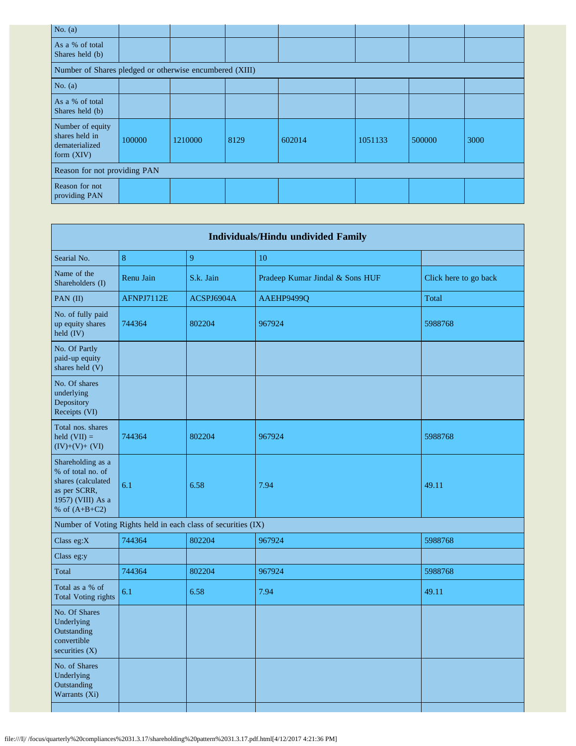| No. (a) | | | | | | | |
|---|---|---|---|---|---|---|---|
| As a % of total Shares held (b) | | | | | | | |
| Number of Shares pledged or otherwise encumbered (XIII) | | | | | | | |
| No. (a) | | | | | | | |
| As a % of total Shares held (b) | | | | | | | |
| Number of equity shares held in dematerialized form (XIV) | 100000 | 1210000 | 8129 | 602014 | 1051133 | 500000 | 3000 |
| Reason for not providing PAN | | | | | | | |
| Reason for not providing PAN | | | | | | | |

| Individuals/Hindu undivided Family | | | | |
|---|---|---|---|---|
| Searial No. | 8 | 9 | 10 | |
| Name of the Shareholders (I) | Renu Jain | S.k. Jain | Pradeep Kumar Jindal & Sons HUF | Click here to go back |
| PAN (II) | AFNPJ7112E | ACSPJ6904A | AAEHP9499Q | Total |
| No. of fully paid up equity shares held (IV) | 744364 | 802204 | 967924 | 5988768 |
| No. Of Partly paid-up equity shares held (V) | | | | |
| No. Of shares underlying Depository Receipts (VI) | | | | |
| Total nos. shares held (VII) = (IV)+(V)+ (VI) | 744364 | 802204 | 967924 | 5988768 |
| Shareholding as a % of total no. of shares (calculated as per SCRR, 1957) (VIII) As a % of (A+B+C2) | 6.1 | 6.58 | 7.94 | 49.11 |
| Number of Voting Rights held in each class of securities (IX) | | | | |
| Class eg:X | 744364 | 802204 | 967924 | 5988768 |
| Class eg:y | | | | |
| Total | 744364 | 802204 | 967924 | 5988768 |
| Total as a % of Total Voting rights | 6.1 | 6.58 | 7.94 | 49.11 |
| No. Of Shares Underlying Outstanding convertible securities (X) | | | | |
| No. of Shares Underlying Outstanding Warrants (Xi) | | | | |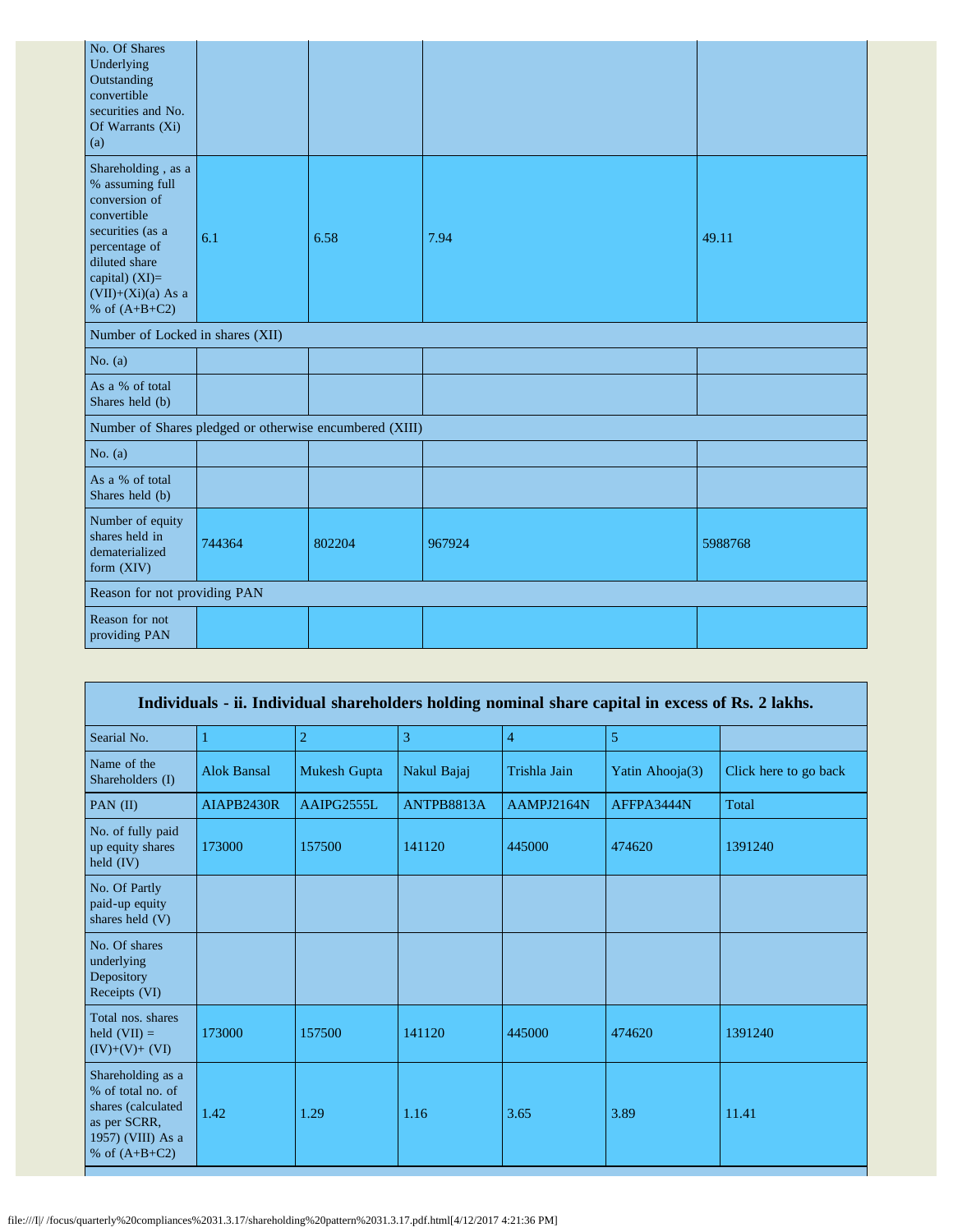| | | | | |
|---|---|---|---|---|
| No. Of Shares Underlying Outstanding convertible securities and No. Of Warrants (Xi) (a) | | | | |
| Shareholding , as a % assuming full conversion of convertible securities (as a percentage of diluted share capital) (XI)= (VII)+(Xi)(a) As a % of (A+B+C2) | 6.1 | 6.58 | 7.94 | 49.11 |
| Number of Locked in shares (XII) | | | | |
| No. (a) | | | | |
| As a % of total Shares held (b) | | | | |
| Number of Shares pledged or otherwise encumbered (XIII) | | | | |
| No. (a) | | | | |
| As a % of total Shares held (b) | | | | |
| Number of equity shares held in dematerialized form (XIV) | 744364 | 802204 | 967924 | 5988768 |
| Reason for not providing PAN | | | | |
| Reason for not providing PAN | | | | |

## Individuals - ii. Individual shareholders holding nominal share capital in excess of Rs. 2 lakhs.

| Searial No. | 1 | 2 | 3 | 4 | 5 | |
|---|---|---|---|---|---|---|
| Name of the Shareholders (I) | Alok Bansal | Mukesh Gupta | Nakul Bajaj | Trishla Jain | Yatin Ahooja(3) | Click here to go back |
| PAN (II) | AIAPB2430R | AAIPG2555L | ANTPB8813A | AAMPJ2164N | AFFPA3444N | Total |
| No. of fully paid up equity shares held (IV) | 173000 | 157500 | 141120 | 445000 | 474620 | 1391240 |
| No. Of Partly paid-up equity shares held (V) | | | | | | |
| No. Of shares underlying Depository Receipts (VI) | | | | | | |
| Total nos. shares held (VII) = (IV)+(V)+ (VI) | 173000 | 157500 | 141120 | 445000 | 474620 | 1391240 |
| Shareholding as a % of total no. of shares (calculated as per SCRR, 1957) (VIII) As a % of (A+B+C2) | 1.42 | 1.29 | 1.16 | 3.65 | 3.89 | 11.41 |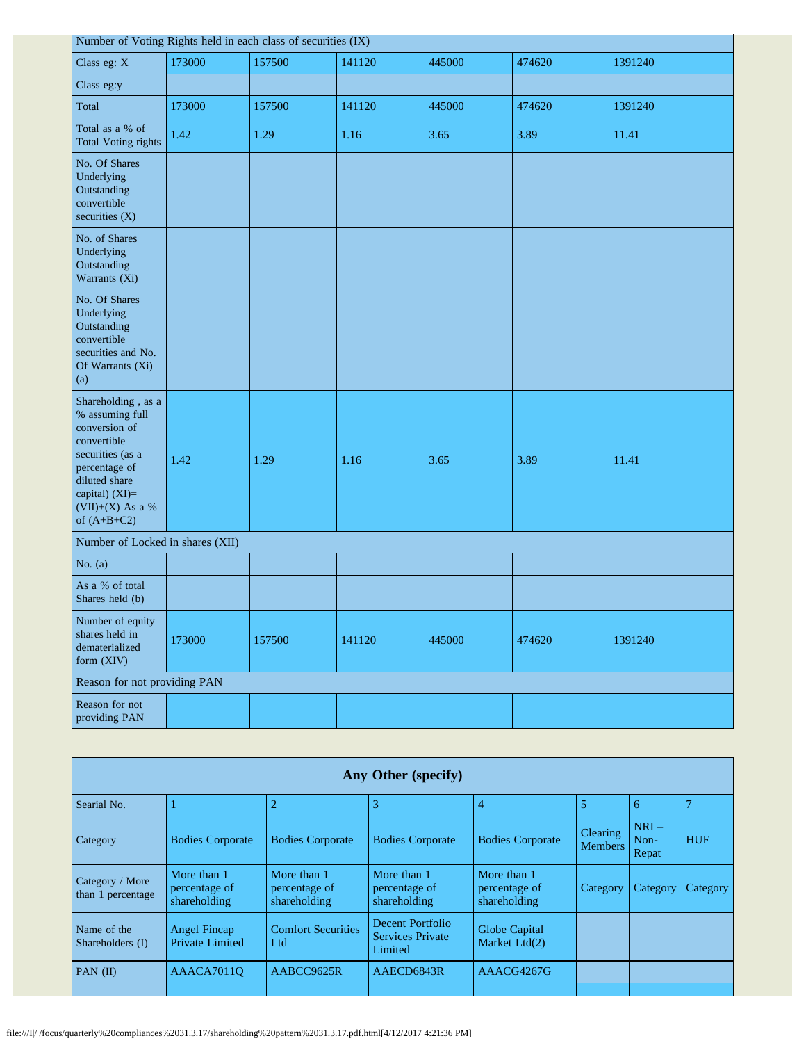| Number of Voting Rights held in each class of securities (IX) | | | | | | |
|---|---|---|---|---|---|---|
| Class eg: X | 173000 | 157500 | 141120 | 445000 | 474620 | 1391240 |
| Class eg:y | | | | | | |
| Total | 173000 | 157500 | 141120 | 445000 | 474620 | 1391240 |
| Total as a % of Total Voting rights | 1.42 | 1.29 | 1.16 | 3.65 | 3.89 | 11.41 |
| No. Of Shares Underlying Outstanding convertible securities (X) | | | | | | |
| No. of Shares Underlying Outstanding Warrants (Xi) | | | | | | |
| No. Of Shares Underlying Outstanding convertible securities and No. Of Warrants (Xi) (a) | | | | | | |
| Shareholding , as a % assuming full conversion of convertible securities (as a percentage of diluted share capital) (XI)= (VII)+(X) As a % of (A+B+C2) | 1.42 | 1.29 | 1.16 | 3.65 | 3.89 | 11.41 |
| Number of Locked in shares (XII) | | | | | | |
| No. (a) | | | | | | |
| As a % of total Shares held (b) | | | | | | |
| Number of equity shares held in dematerialized form (XIV) | 173000 | 157500 | 141120 | 445000 | 474620 | 1391240 |
| Reason for not providing PAN | | | | | | |
| Reason for not providing PAN | | | | | | |

## Any Other (specify)

| Searial No. | 1 | 2 | 3 | 4 | 5 | 6 | 7 |
|---|---|---|---|---|---|---|---|
| Category | Bodies Corporate | Bodies Corporate | Bodies Corporate | Bodies Corporate | Clearing Members | NRI – Non-Repat | HUF |
| Category / More than 1 percentage | More than 1 percentage of shareholding | More than 1 percentage of shareholding | More than 1 percentage of shareholding | More than 1 percentage of shareholding | Category | Category | Category |
| Name of the Shareholders (I) | Angel Fincap Private Limited | Comfort Securities Ltd | Decent Portfolio Services Private Limited | Globe Capital Market Ltd(2) | | | |
| PAN (II) | AAACA7011Q | AABCC9625R | AAECD6843R | AAACG4267G | | | |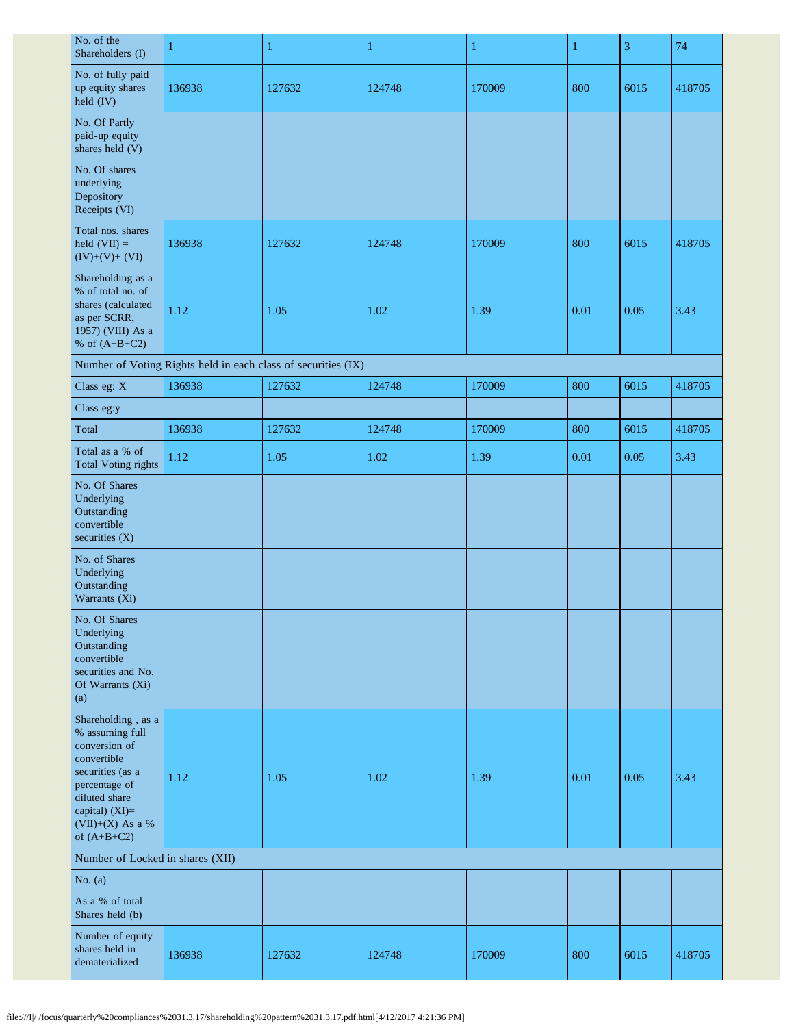| No. of the Shareholders (I) | 1 | 1 | 1 | 1 | 1 | 3 | 74 |
|---|---|---|---|---|---|---|---|
| No. of fully paid up equity shares held (IV) | 136938 | 127632 | 124748 | 170009 | 800 | 6015 | 418705 |
| No. Of Partly paid-up equity shares held (V) | | | | | | | |
| No. Of shares underlying Depository Receipts (VI) | | | | | | | |
| Total nos. shares held (VII) = (IV)+(V)+ (VI) | 136938 | 127632 | 124748 | 170009 | 800 | 6015 | 418705 |
| Shareholding as a % of total no. of shares (calculated as per SCRR, 1957) (VIII) As a % of (A+B+C2) | 1.12 | 1.05 | 1.02 | 1.39 | 0.01 | 0.05 | 3.43 |
| Number of Voting Rights held in each class of securities (IX) | | | | | | | |
| Class eg: X | 136938 | 127632 | 124748 | 170009 | 800 | 6015 | 418705 |
| Class eg:y | | | | | | | |
| Total | 136938 | 127632 | 124748 | 170009 | 800 | 6015 | 418705 |
| Total as a % of Total Voting rights | 1.12 | 1.05 | 1.02 | 1.39 | 0.01 | 0.05 | 3.43 |
| No. Of Shares Underlying Outstanding convertible securities (X) | | | | | | | |
| No. of Shares Underlying Outstanding Warrants (Xi) | | | | | | | |
| No. Of Shares Underlying Outstanding convertible securities and No. Of Warrants (Xi) (a) | | | | | | | |
| Shareholding , as a % assuming full conversion of convertible securities (as a percentage of diluted share capital) (XI)= (VII)+(X) As a % of (A+B+C2) | 1.12 | 1.05 | 1.02 | 1.39 | 0.01 | 0.05 | 3.43 |
| Number of Locked in shares (XII) | | | | | | | |
| No. (a) | | | | | | | |
| As a % of total Shares held (b) | | | | | | | |
| Number of equity shares held in dematerialized | 136938 | 127632 | 124748 | 170009 | 800 | 6015 | 418705 |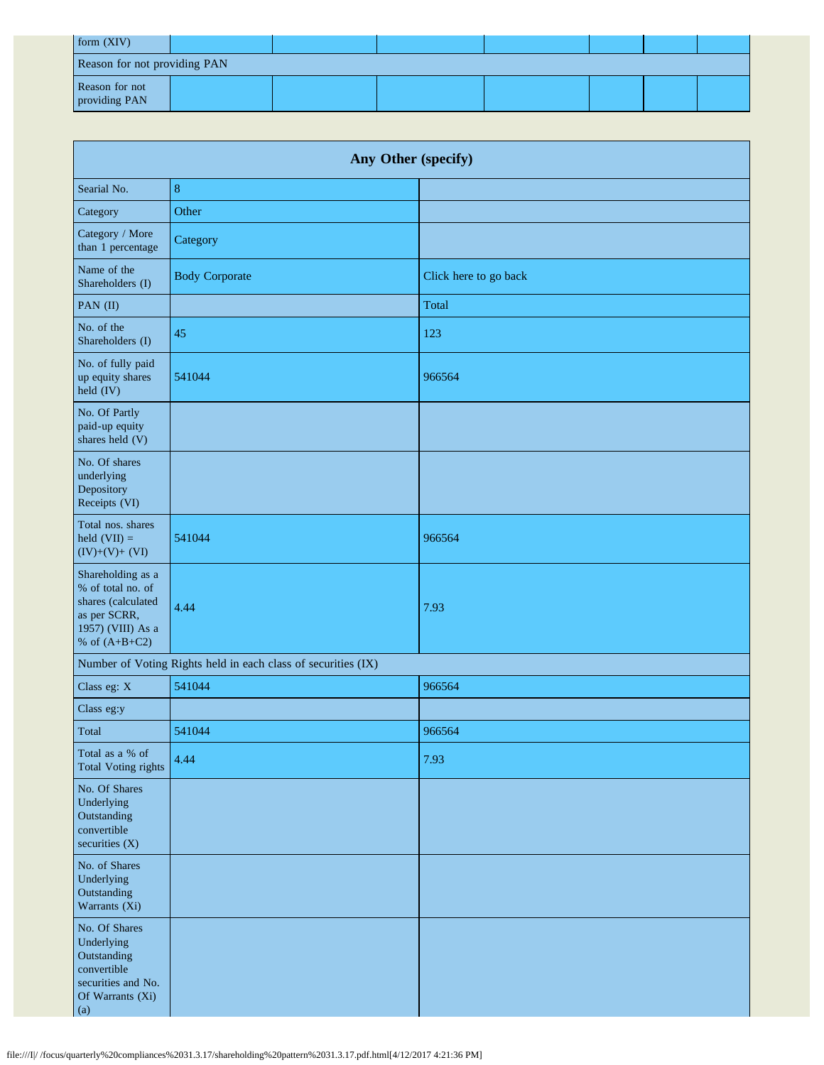| form (XIV) | | | | | | | |
|---|---|---|---|---|---|---|---|
| Reason for not providing PAN | | | | | | | |
| Reason for not providing PAN | | | | | | | |

| Any Other (specify) | | |
|---|---|---|
| Searial No. | 8 | |
| Category | Other | |
| Category / More than 1 percentage | Category | |
| Name of the Shareholders (I) | Body Corporate | Click here to go back |
| PAN (II) | | Total |
| No. of the Shareholders (I) | 45 | 123 |
| No. of fully paid up equity shares held (IV) | 541044 | 966564 |
| No. Of Partly paid-up equity shares held (V) | | |
| No. Of shares underlying Depository Receipts (VI) | | |
| Total nos. shares held (VII) = (IV)+(V)+ (VI) | 541044 | 966564 |
| Shareholding as a % of total no. of shares (calculated as per SCRR, 1957) (VIII) As a % of (A+B+C2) | 4.44 | 7.93 |
| Number of Voting Rights held in each class of securities (IX) | | |
| Class eg: X | 541044 | 966564 |
| Class eg:y | | |
| Total | 541044 | 966564 |
| Total as a % of Total Voting rights | 4.44 | 7.93 |
| No. Of Shares Underlying Outstanding convertible securities (X) | | |
| No. of Shares Underlying Outstanding Warrants (Xi) | | |
| No. Of Shares Underlying Outstanding convertible securities and No. Of Warrants (Xi) (a) | | |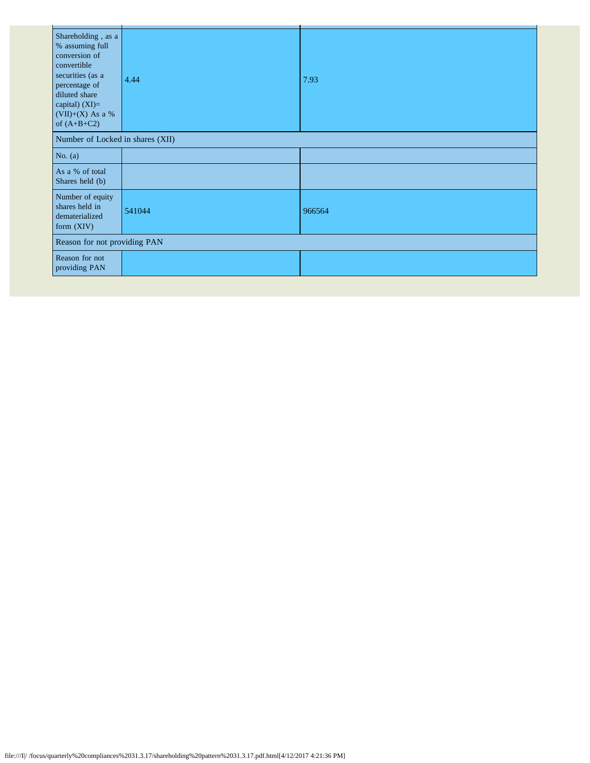| | | |
|---|---|---|
| Shareholding , as a % assuming full conversion of convertible securities (as a percentage of diluted share capital) (XI)= (VII)+(X) As a % of (A+B+C2) | 4.44 | 7.93 |
| Number of Locked in shares (XII) | | |
| No. (a) | | |
| As a % of total Shares held (b) | | |
| Number of equity shares held in dematerialized form (XIV) | 541044 | 966564 |
| Reason for not providing PAN | | |
| Reason for not providing PAN | | |